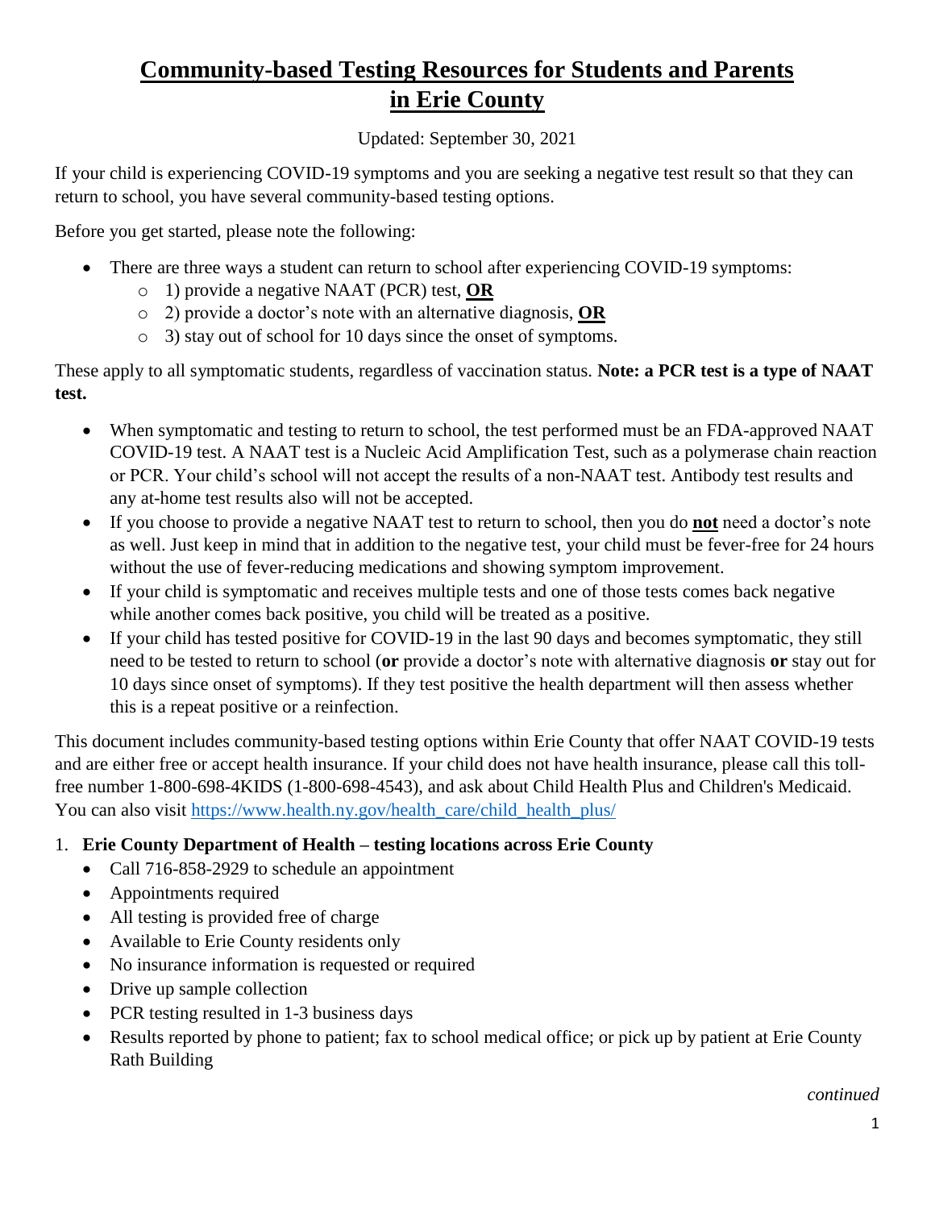# Community-based Testing Resources for Students and Parents in Erie County

Updated: September 30, 2021

If your child is experiencing COVID-19 symptoms and you are seeking a negative test result so that they can return to school, you have several community-based testing options.

Before you get started, please note the following:

- There are three ways a student can return to school after experiencing COVID-19 symptoms:
  - 1) provide a negative NAAT (PCR) test, **OR**
  - 2) provide a doctor's note with an alternative diagnosis, **OR**
  - 3) stay out of school for 10 days since the onset of symptoms.

These apply to all symptomatic students, regardless of vaccination status. **Note: a PCR test is a type of NAAT test.**

- When symptomatic and testing to return to school, the test performed must be an FDA-approved NAAT COVID-19 test. A NAAT test is a Nucleic Acid Amplification Test, such as a polymerase chain reaction or PCR. Your child's school will not accept the results of a non-NAAT test. Antibody test results and any at-home test results also will not be accepted.
- If you choose to provide a negative NAAT test to return to school, then you do **not** need a doctor's note as well. Just keep in mind that in addition to the negative test, your child must be fever-free for 24 hours without the use of fever-reducing medications and showing symptom improvement.
- If your child is symptomatic and receives multiple tests and one of those tests comes back negative while another comes back positive, you child will be treated as a positive.
- If your child has tested positive for COVID-19 in the last 90 days and becomes symptomatic, they still need to be tested to return to school (**or** provide a doctor's note with alternative diagnosis **or** stay out for 10 days since onset of symptoms). If they test positive the health department will then assess whether this is a repeat positive or a reinfection.

This document includes community-based testing options within Erie County that offer NAAT COVID-19 tests and are either free or accept health insurance. If your child does not have health insurance, please call this toll-free number 1-800-698-4KIDS (1-800-698-4543), and ask about Child Health Plus and Children's Medicaid. You can also visit https://www.health.ny.gov/health_care/child_health_plus/

1. **Erie County Department of Health – testing locations across Erie County**
   - Call 716-858-2929 to schedule an appointment
   - Appointments required
   - All testing is provided free of charge
   - Available to Erie County residents only
   - No insurance information is requested or required
   - Drive up sample collection
   - PCR testing resulted in 1-3 business days
   - Results reported by phone to patient; fax to school medical office; or pick up by patient at Erie County Rath Building

*continued*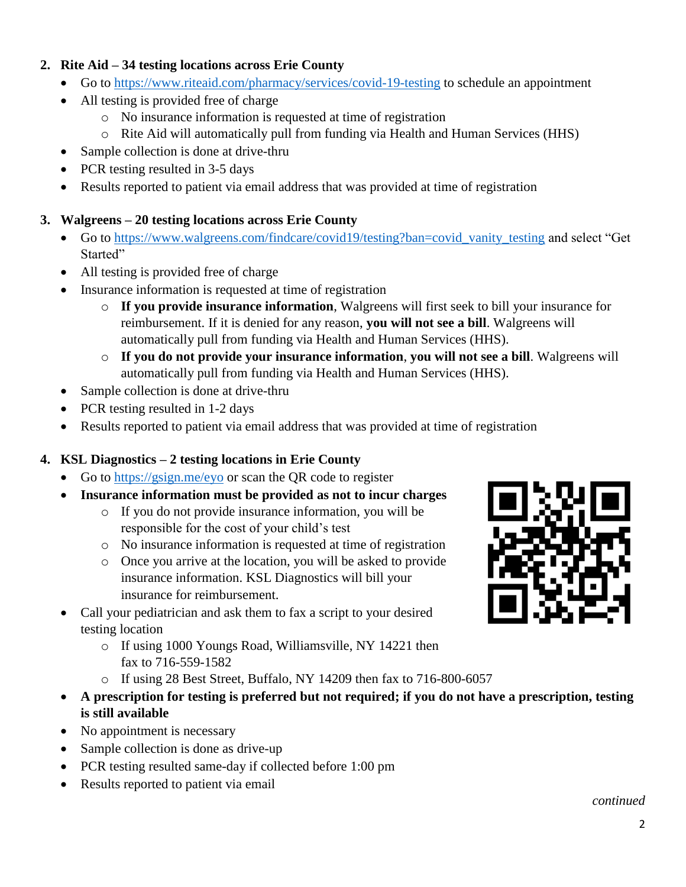2. **Rite Aid – 34 testing locations across Erie County**
   - Go to https://www.riteaid.com/pharmacy/services/covid-19-testing to schedule an appointment
   - All testing is provided free of charge
     - No insurance information is requested at time of registration
     - Rite Aid will automatically pull from funding via Health and Human Services (HHS)
   - Sample collection is done at drive-thru
   - PCR testing resulted in 3-5 days
   - Results reported to patient via email address that was provided at time of registration

3. **Walgreens – 20 testing locations across Erie County**
   - Go to https://www.walgreens.com/findcare/covid19/testing?ban=covid_vanity_testing and select "Get Started"
   - All testing is provided free of charge
   - Insurance information is requested at time of registration
     - **If you provide insurance information**, Walgreens will first seek to bill your insurance for reimbursement. If it is denied for any reason, **you will not see a bill**. Walgreens will automatically pull from funding via Health and Human Services (HHS).
     - **If you do not provide your insurance information**, **you will not see a bill**. Walgreens will automatically pull from funding via Health and Human Services (HHS).
   - Sample collection is done at drive-thru
   - PCR testing resulted in 1-2 days
   - Results reported to patient via email address that was provided at time of registration

4. **KSL Diagnostics – 2 testing locations in Erie County**
   - Go to https://gsign.me/eyo or scan the QR code to register
   - **Insurance information must be provided as not to incur charges**
     - If you do not provide insurance information, you will be responsible for the cost of your child's test
     - No insurance information is requested at time of registration
     - Once you arrive at the location, you will be asked to provide insurance information. KSL Diagnostics will bill your insurance for reimbursement.
   - Call your pediatrician and ask them to fax a script to your desired testing location
     - If using 1000 Youngs Road, Williamsville, NY 14221 then fax to 716-559-1582
     - If using 28 Best Street, Buffalo, NY 14209 then fax to 716-800-6057
   - **A prescription for testing is preferred but not required; if you do not have a prescription, testing is still available**
   - No appointment is necessary
   - Sample collection is done as drive-up
   - PCR testing resulted same-day if collected before 1:00 pm
   - Results reported to patient via email

*continued*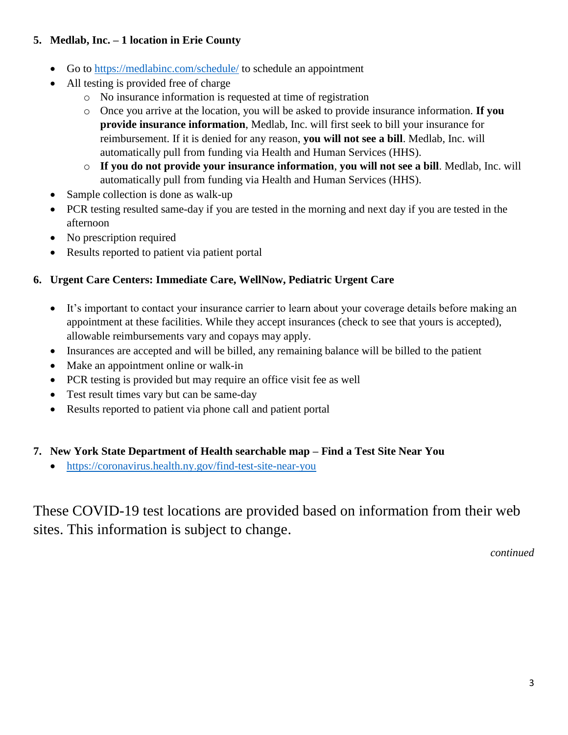5. **Medlab, Inc. – 1 location in Erie County**

   - Go to https://medlabinc.com/schedule/ to schedule an appointment
   - All testing is provided free of charge
     - No insurance information is requested at time of registration
     - Once you arrive at the location, you will be asked to provide insurance information. **If you provide insurance information**, Medlab, Inc. will first seek to bill your insurance for reimbursement. If it is denied for any reason, **you will not see a bill**. Medlab, Inc. will automatically pull from funding via Health and Human Services (HHS).
     - **If you do not provide your insurance information**, **you will not see a bill**. Medlab, Inc. will automatically pull from funding via Health and Human Services (HHS).
   - Sample collection is done as walk-up
   - PCR testing resulted same-day if you are tested in the morning and next day if you are tested in the afternoon
   - No prescription required
   - Results reported to patient via patient portal

6. **Urgent Care Centers: Immediate Care, WellNow, Pediatric Urgent Care**

   - It's important to contact your insurance carrier to learn about your coverage details before making an appointment at these facilities. While they accept insurances (check to see that yours is accepted), allowable reimbursements vary and copays may apply.
   - Insurances are accepted and will be billed, any remaining balance will be billed to the patient
   - Make an appointment online or walk-in
   - PCR testing is provided but may require an office visit fee as well
   - Test result times vary but can be same-day
   - Results reported to patient via phone call and patient portal

7. **New York State Department of Health searchable map – Find a Test Site Near You**
   - https://coronavirus.health.ny.gov/find-test-site-near-you

These COVID-19 test locations are provided based on information from their web sites. This information is subject to change.

*continued*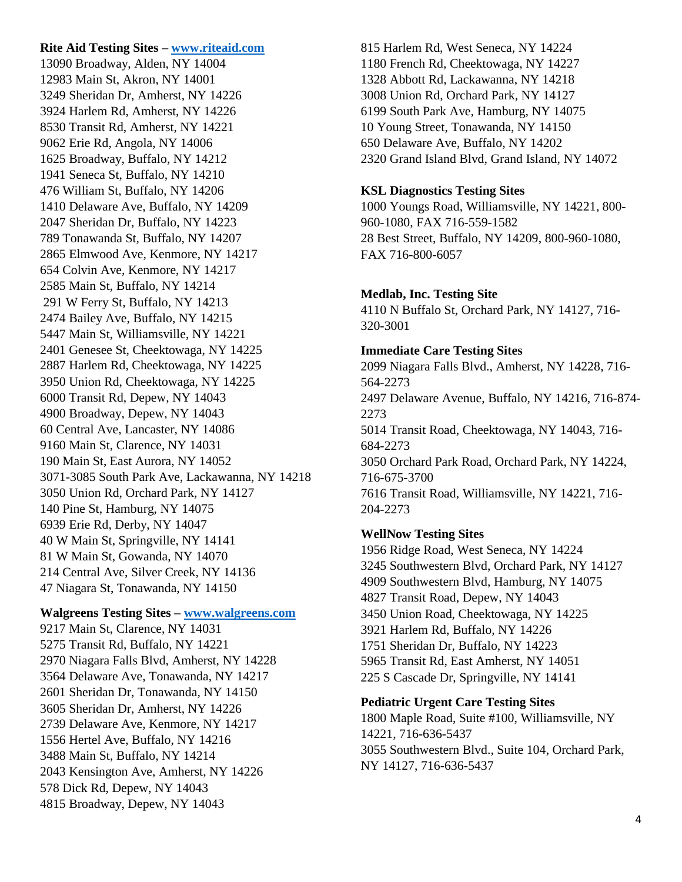**Rite Aid Testing Sites – www.riteaid.com**

13090 Broadway, Alden, NY 14004
12983 Main St, Akron, NY 14001
3249 Sheridan Dr, Amherst, NY 14226
3924 Harlem Rd, Amherst, NY 14226
8530 Transit Rd, Amherst, NY 14221
9062 Erie Rd, Angola, NY 14006
1625 Broadway, Buffalo, NY 14212
1941 Seneca St, Buffalo, NY 14210
476 William St, Buffalo, NY 14206
1410 Delaware Ave, Buffalo, NY 14209
2047 Sheridan Dr, Buffalo, NY 14223
789 Tonawanda St, Buffalo, NY 14207
2865 Elmwood Ave, Kenmore, NY 14217
654 Colvin Ave, Kenmore, NY 14217
2585 Main St, Buffalo, NY 14214
291 W Ferry St, Buffalo, NY 14213
2474 Bailey Ave, Buffalo, NY 14215
5447 Main St, Williamsville, NY 14221
2401 Genesee St, Cheektowaga, NY 14225
2887 Harlem Rd, Cheektowaga, NY 14225
3950 Union Rd, Cheektowaga, NY 14225
6000 Transit Rd, Depew, NY 14043
4900 Broadway, Depew, NY 14043
60 Central Ave, Lancaster, NY 14086
9160 Main St, Clarence, NY 14031
190 Main St, East Aurora, NY 14052
3071-3085 South Park Ave, Lackawanna, NY 14218
3050 Union Rd, Orchard Park, NY 14127
140 Pine St, Hamburg, NY 14075
6939 Erie Rd, Derby, NY 14047
40 W Main St, Springville, NY 14141
81 W Main St, Gowanda, NY 14070
214 Central Ave, Silver Creek, NY 14136
47 Niagara St, Tonawanda, NY 14150

**Walgreens Testing Sites – www.walgreens.com**

9217 Main St, Clarence, NY 14031
5275 Transit Rd, Buffalo, NY 14221
2970 Niagara Falls Blvd, Amherst, NY 14228
3564 Delaware Ave, Tonawanda, NY 14217
2601 Sheridan Dr, Tonawanda, NY 14150
3605 Sheridan Dr, Amherst, NY 14226
2739 Delaware Ave, Kenmore, NY 14217
1556 Hertel Ave, Buffalo, NY 14216
3488 Main St, Buffalo, NY 14214
2043 Kensington Ave, Amherst, NY 14226
578 Dick Rd, Depew, NY 14043
4815 Broadway, Depew, NY 14043
815 Harlem Rd, West Seneca, NY 14224
1180 French Rd, Cheektowaga, NY 14227
1328 Abbott Rd, Lackawanna, NY 14218
3008 Union Rd, Orchard Park, NY 14127
6199 South Park Ave, Hamburg, NY 14075
10 Young Street, Tonawanda, NY 14150
650 Delaware Ave, Buffalo, NY 14202
2320 Grand Island Blvd, Grand Island, NY 14072

**KSL Diagnostics Testing Sites**

1000 Youngs Road, Williamsville, NY 14221, 800-960-1080, FAX 716-559-1582
28 Best Street, Buffalo, NY 14209, 800-960-1080, FAX 716-800-6057

**Medlab, Inc. Testing Site**

4110 N Buffalo St, Orchard Park, NY 14127, 716-320-3001

**Immediate Care Testing Sites**

2099 Niagara Falls Blvd., Amherst, NY 14228, 716-564-2273
2497 Delaware Avenue, Buffalo, NY 14216, 716-874-2273
5014 Transit Road, Cheektowaga, NY 14043, 716-684-2273
3050 Orchard Park Road, Orchard Park, NY 14224, 716-675-3700
7616 Transit Road, Williamsville, NY 14221, 716-204-2273

**WellNow Testing Sites**

1956 Ridge Road, West Seneca, NY 14224
3245 Southwestern Blvd, Orchard Park, NY 14127
4909 Southwestern Blvd, Hamburg, NY 14075
4827 Transit Road, Depew, NY 14043
3450 Union Road, Cheektowaga, NY 14225
3921 Harlem Rd, Buffalo, NY 14226
1751 Sheridan Dr, Buffalo, NY 14223
5965 Transit Rd, East Amherst, NY 14051
225 S Cascade Dr, Springville, NY 14141

**Pediatric Urgent Care Testing Sites**

1800 Maple Road, Suite #100, Williamsville, NY 14221, 716-636-5437
3055 Southwestern Blvd., Suite 104, Orchard Park, NY 14127, 716-636-5437